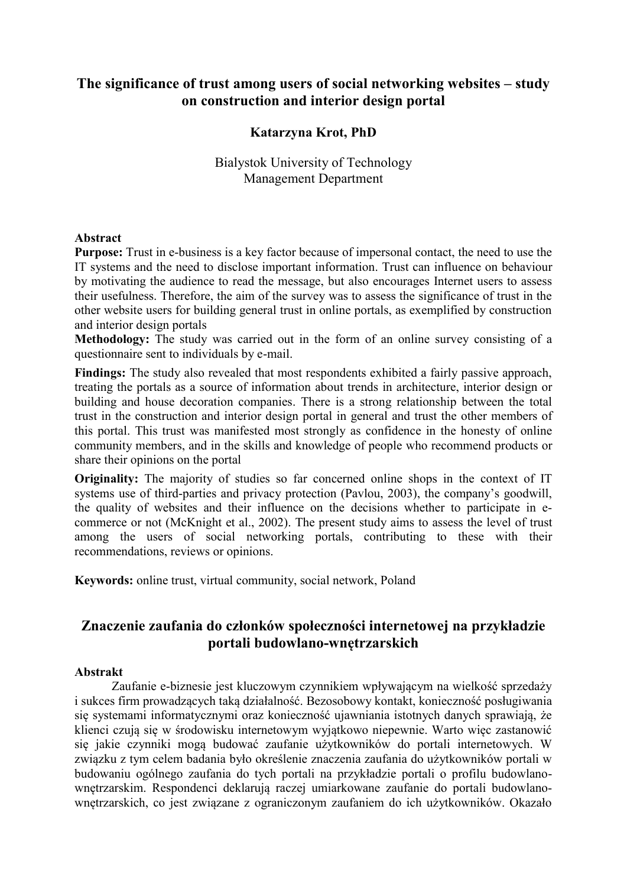# The significance of trust among users of social networking websites – study on construction and interior design portal

**Katarzyna Krot, PhD**

Bialystok University of Technology
Management Department

**Abstract**

**Purpose:** Trust in e-business is a key factor because of impersonal contact, the need to use the IT systems and the need to disclose important information. Trust can influence on behaviour by motivating the audience to read the message, but also encourages Internet users to assess their usefulness. Therefore, the aim of the survey was to assess the significance of trust in the other website users for building general trust in online portals, as exemplified by construction and interior design portals

**Methodology:** The study was carried out in the form of an online survey consisting of a questionnaire sent to individuals by e-mail.

**Findings:** The study also revealed that most respondents exhibited a fairly passive approach, treating the portals as a source of information about trends in architecture, interior design or building and house decoration companies. There is a strong relationship between the total trust in the construction and interior design portal in general and trust the other members of this portal. This trust was manifested most strongly as confidence in the honesty of online community members, and in the skills and knowledge of people who recommend products or share their opinions on the portal

**Originality:** The majority of studies so far concerned online shops in the context of IT systems use of third-parties and privacy protection (Pavlou, 2003), the company's goodwill, the quality of websites and their influence on the decisions whether to participate in e-commerce or not (McKnight et al., 2002). The present study aims to assess the level of trust among the users of social networking portals, contributing to these with their recommendations, reviews or opinions.

**Keywords:** online trust, virtual community, social network, Poland

# Znaczenie zaufania do członków społeczności internetowej na przykładzie portali budowlano-wnętrzarskich

**Abstrakt**

Zaufanie e-biznesie jest kluczowym czynnikiem wpływającym na wielkość sprzedaży i sukces firm prowadzących taką działalność. Bezosobowy kontakt, konieczność posługiwania się systemami informatycznymi oraz konieczność ujawniania istotnych danych sprawiają, że klienci czują się w środowisku internetowym wyjątkowo niepewnie. Warto więc zastanowić się jakie czynniki mogą budować zaufanie użytkowników do portali internetowych. W związku z tym celem badania było określenie znaczenia zaufania do użytkowników portali w budowaniu ogólnego zaufania do tych portali na przykładzie portali o profilu budowlano-wnętrzarskim. Respondenci deklarują raczej umiarkowane zaufanie do portali budowlano-wnętrzarskich, co jest związane z ograniczonym zaufaniem do ich użytkowników. Okazało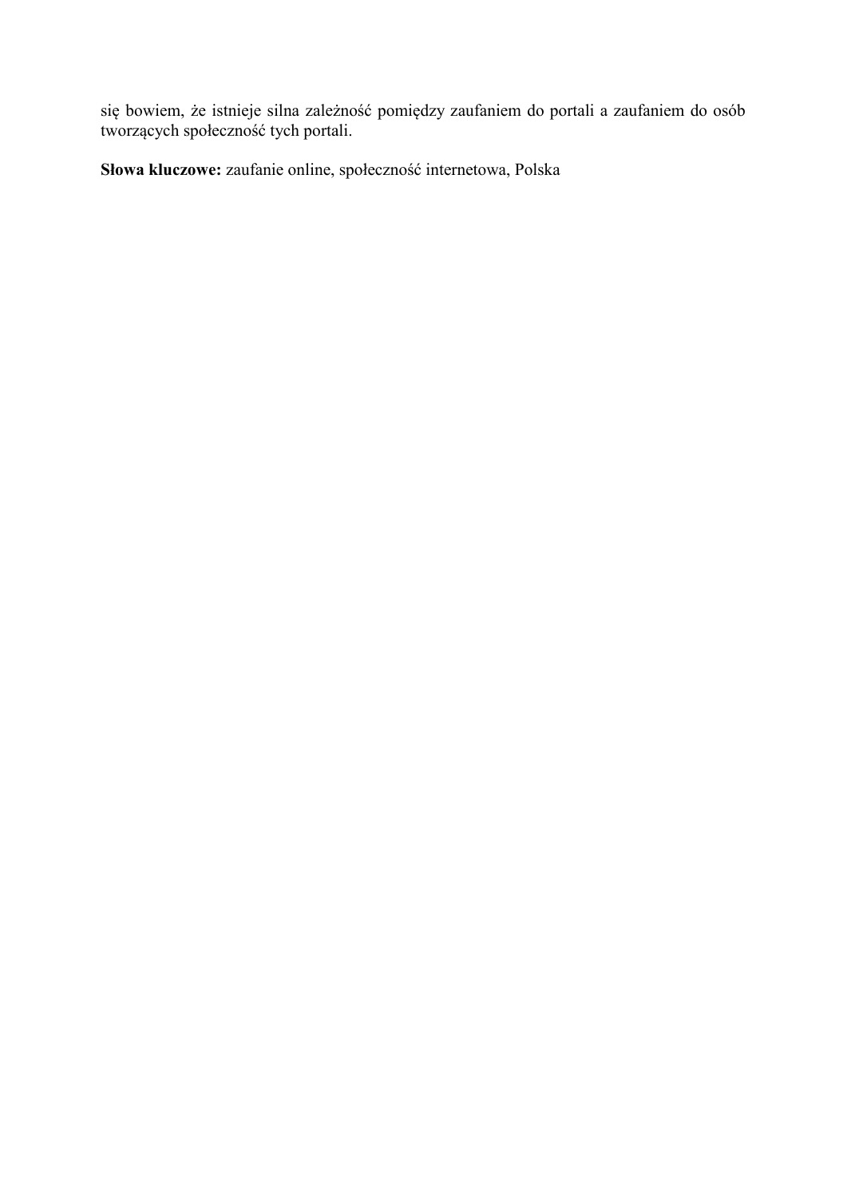się bowiem, że istnieje silna zależność pomiędzy zaufaniem do portali a zaufaniem do osób tworzących społeczność tych portali.

**Słowa kluczowe:** zaufanie online, społeczność internetowa, Polska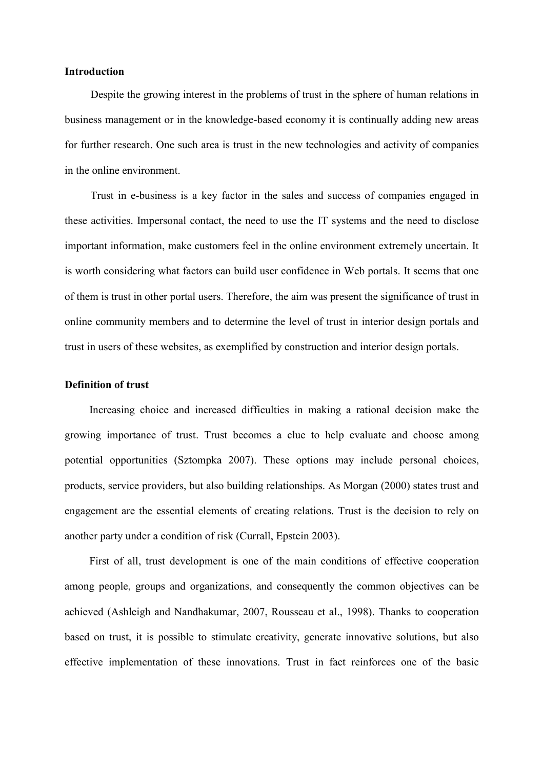## Introduction

Despite the growing interest in the problems of trust in the sphere of human relations in business management or in the knowledge-based economy it is continually adding new areas for further research. One such area is trust in the new technologies and activity of companies in the online environment.

Trust in e-business is a key factor in the sales and success of companies engaged in these activities. Impersonal contact, the need to use the IT systems and the need to disclose important information, make customers feel in the online environment extremely uncertain. It is worth considering what factors can build user confidence in Web portals. It seems that one of them is trust in other portal users. Therefore, the aim was present the significance of trust in online community members and to determine the level of trust in interior design portals and trust in users of these websites, as exemplified by construction and interior design portals.

## Definition of trust

Increasing choice and increased difficulties in making a rational decision make the growing importance of trust. Trust becomes a clue to help evaluate and choose among potential opportunities (Sztompka 2007). These options may include personal choices, products, service providers, but also building relationships. As Morgan (2000) states trust and engagement are the essential elements of creating relations. Trust is the decision to rely on another party under a condition of risk (Currall, Epstein 2003).

First of all, trust development is one of the main conditions of effective cooperation among people, groups and organizations, and consequently the common objectives can be achieved (Ashleigh and Nandhakumar, 2007, Rousseau et al., 1998). Thanks to cooperation based on trust, it is possible to stimulate creativity, generate innovative solutions, but also effective implementation of these innovations. Trust in fact reinforces one of the basic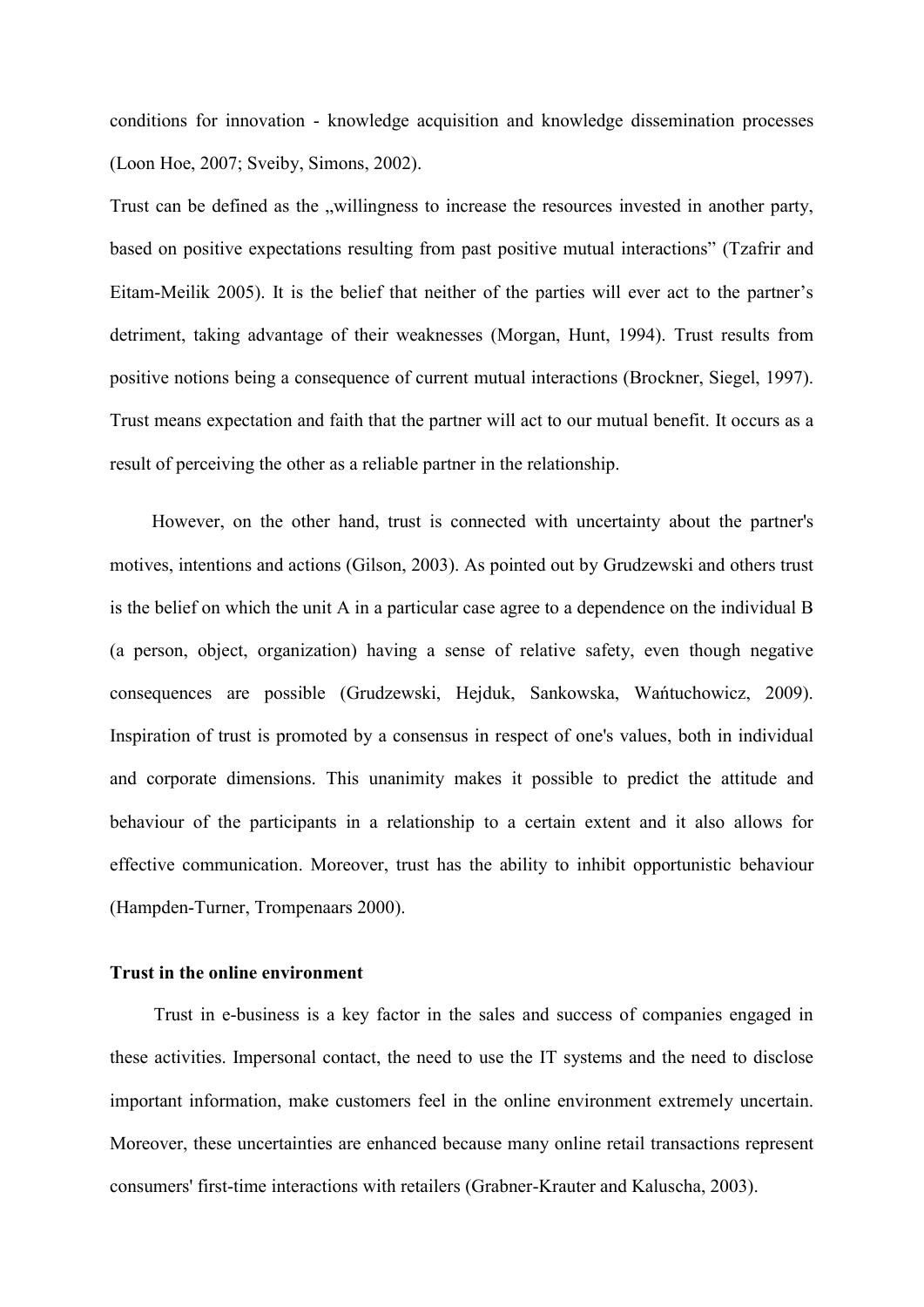conditions for innovation - knowledge acquisition and knowledge dissemination processes (Loon Hoe, 2007; Sveiby, Simons, 2002).

Trust can be defined as the „willingness to increase the resources invested in another party, based on positive expectations resulting from past positive mutual interactions" (Tzafrir and Eitam-Meilik 2005). It is the belief that neither of the parties will ever act to the partner's detriment, taking advantage of their weaknesses (Morgan, Hunt, 1994). Trust results from positive notions being a consequence of current mutual interactions (Brockner, Siegel, 1997). Trust means expectation and faith that the partner will act to our mutual benefit. It occurs as a result of perceiving the other as a reliable partner in the relationship.

However, on the other hand, trust is connected with uncertainty about the partner's motives, intentions and actions (Gilson, 2003). As pointed out by Grudzewski and others trust is the belief on which the unit A in a particular case agree to a dependence on the individual B (a person, object, organization) having a sense of relative safety, even though negative consequences are possible (Grudzewski, Hejduk, Sankowska, Wańtuchowicz, 2009). Inspiration of trust is promoted by a consensus in respect of one's values, both in individual and corporate dimensions. This unanimity makes it possible to predict the attitude and behaviour of the participants in a relationship to a certain extent and it also allows for effective communication. Moreover, trust has the ability to inhibit opportunistic behaviour (Hampden-Turner, Trompenaars 2000).

**Trust in the online environment**

Trust in e-business is a key factor in the sales and success of companies engaged in these activities. Impersonal contact, the need to use the IT systems and the need to disclose important information, make customers feel in the online environment extremely uncertain. Moreover, these uncertainties are enhanced because many online retail transactions represent consumers' first-time interactions with retailers (Grabner-Krauter and Kaluscha, 2003).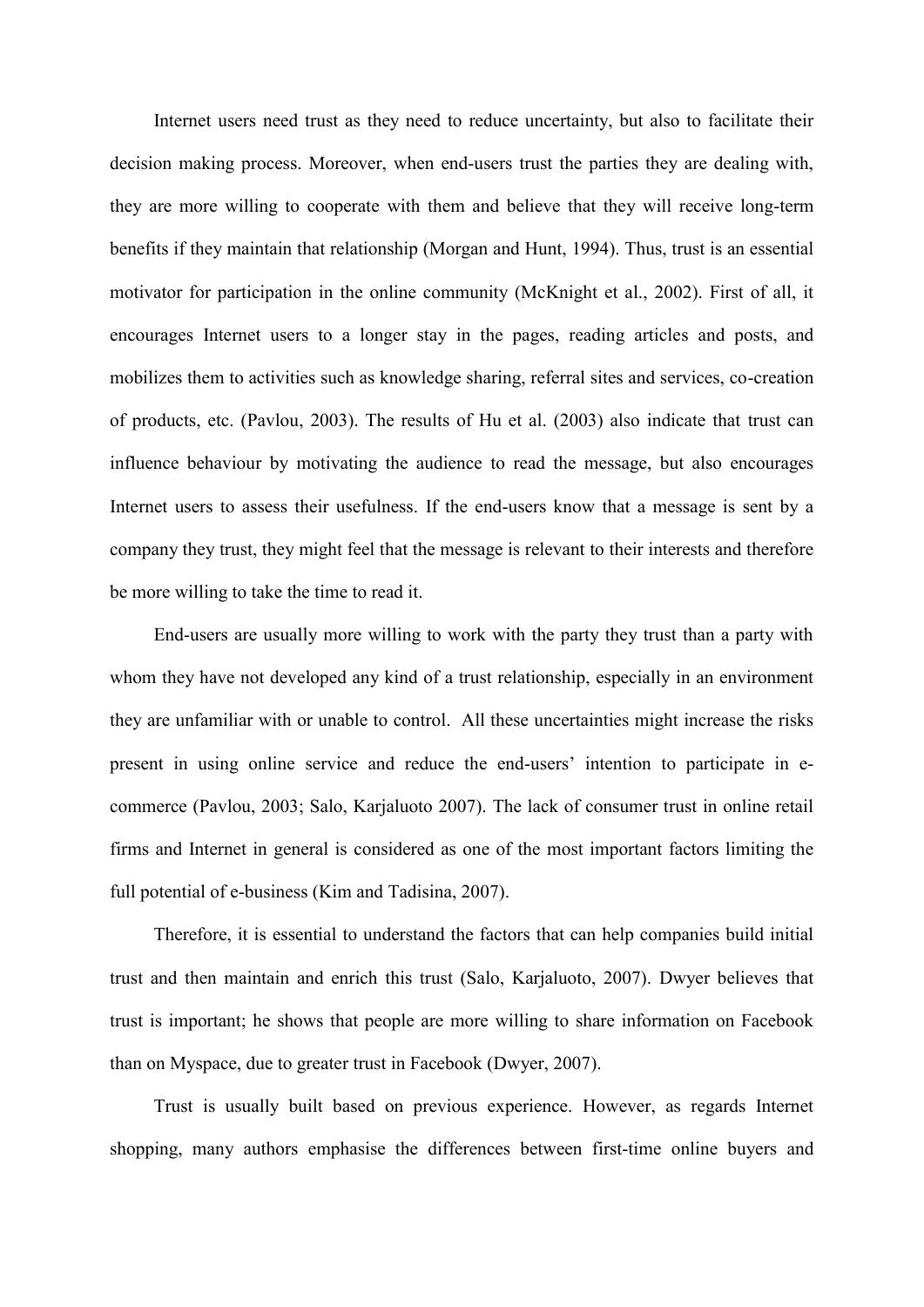Internet users need trust as they need to reduce uncertainty, but also to facilitate their decision making process. Moreover, when end-users trust the parties they are dealing with, they are more willing to cooperate with them and believe that they will receive long-term benefits if they maintain that relationship (Morgan and Hunt, 1994). Thus, trust is an essential motivator for participation in the online community (McKnight et al., 2002). First of all, it encourages Internet users to a longer stay in the pages, reading articles and posts, and mobilizes them to activities such as knowledge sharing, referral sites and services, co-creation of products, etc. (Pavlou, 2003). The results of Hu et al. (2003) also indicate that trust can influence behaviour by motivating the audience to read the message, but also encourages Internet users to assess their usefulness. If the end-users know that a message is sent by a company they trust, they might feel that the message is relevant to their interests and therefore be more willing to take the time to read it.

End-users are usually more willing to work with the party they trust than a party with whom they have not developed any kind of a trust relationship, especially in an environment they are unfamiliar with or unable to control. All these uncertainties might increase the risks present in using online service and reduce the end-users' intention to participate in e-commerce (Pavlou, 2003; Salo, Karjaluoto 2007). The lack of consumer trust in online retail firms and Internet in general is considered as one of the most important factors limiting the full potential of e-business (Kim and Tadisina, 2007).

Therefore, it is essential to understand the factors that can help companies build initial trust and then maintain and enrich this trust (Salo, Karjaluoto, 2007). Dwyer believes that trust is important; he shows that people are more willing to share information on Facebook than on Myspace, due to greater trust in Facebook (Dwyer, 2007).

Trust is usually built based on previous experience. However, as regards Internet shopping, many authors emphasise the differences between first-time online buyers and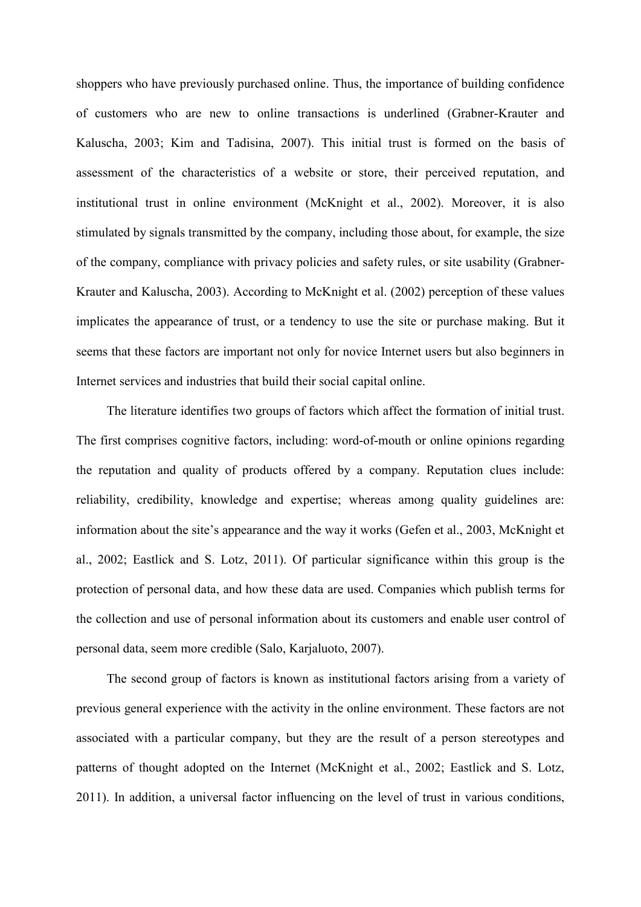shoppers who have previously purchased online. Thus, the importance of building confidence of customers who are new to online transactions is underlined (Grabner-Krauter and Kaluscha, 2003; Kim and Tadisina, 2007). This initial trust is formed on the basis of assessment of the characteristics of a website or store, their perceived reputation, and institutional trust in online environment (McKnight et al., 2002). Moreover, it is also stimulated by signals transmitted by the company, including those about, for example, the size of the company, compliance with privacy policies and safety rules, or site usability (Grabner-Krauter and Kaluscha, 2003). According to McKnight et al. (2002) perception of these values implicates the appearance of trust, or a tendency to use the site or purchase making. But it seems that these factors are important not only for novice Internet users but also beginners in Internet services and industries that build their social capital online.

The literature identifies two groups of factors which affect the formation of initial trust. The first comprises cognitive factors, including: word-of-mouth or online opinions regarding the reputation and quality of products offered by a company. Reputation clues include: reliability, credibility, knowledge and expertise; whereas among quality guidelines are: information about the site's appearance and the way it works (Gefen et al., 2003, McKnight et al., 2002; Eastlick and S. Lotz, 2011). Of particular significance within this group is the protection of personal data, and how these data are used. Companies which publish terms for the collection and use of personal information about its customers and enable user control of personal data, seem more credible (Salo, Karjaluoto, 2007).

The second group of factors is known as institutional factors arising from a variety of previous general experience with the activity in the online environment. These factors are not associated with a particular company, but they are the result of a person stereotypes and patterns of thought adopted on the Internet (McKnight et al., 2002; Eastlick and S. Lotz, 2011). In addition, a universal factor influencing on the level of trust in various conditions,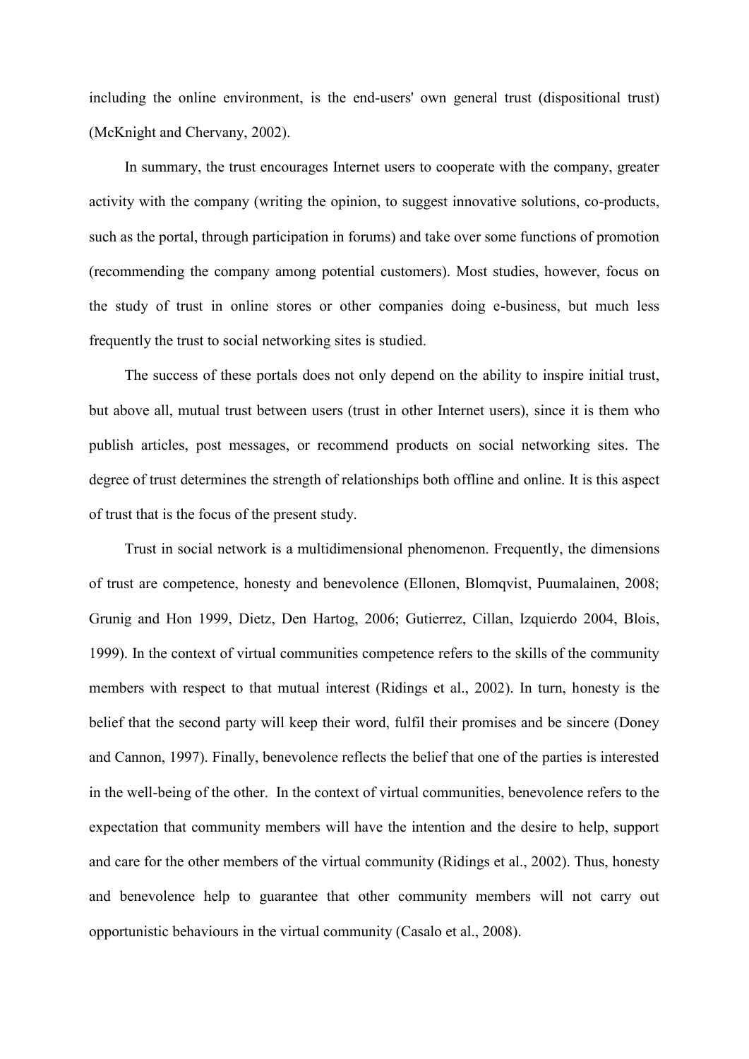including the online environment, is the end-users' own general trust (dispositional trust) (McKnight and Chervany, 2002).

In summary, the trust encourages Internet users to cooperate with the company, greater activity with the company (writing the opinion, to suggest innovative solutions, co-products, such as the portal, through participation in forums) and take over some functions of promotion (recommending the company among potential customers). Most studies, however, focus on the study of trust in online stores or other companies doing e-business, but much less frequently the trust to social networking sites is studied.

The success of these portals does not only depend on the ability to inspire initial trust, but above all, mutual trust between users (trust in other Internet users), since it is them who publish articles, post messages, or recommend products on social networking sites. The degree of trust determines the strength of relationships both offline and online. It is this aspect of trust that is the focus of the present study.

Trust in social network is a multidimensional phenomenon. Frequently, the dimensions of trust are competence, honesty and benevolence (Ellonen, Blomqvist, Puumalainen, 2008; Grunig and Hon 1999, Dietz, Den Hartog, 2006; Gutierrez, Cillan, Izquierdo 2004, Blois, 1999). In the context of virtual communities competence refers to the skills of the community members with respect to that mutual interest (Ridings et al., 2002). In turn, honesty is the belief that the second party will keep their word, fulfil their promises and be sincere (Doney and Cannon, 1997). Finally, benevolence reflects the belief that one of the parties is interested in the well-being of the other. In the context of virtual communities, benevolence refers to the expectation that community members will have the intention and the desire to help, support and care for the other members of the virtual community (Ridings et al., 2002). Thus, honesty and benevolence help to guarantee that other community members will not carry out opportunistic behaviours in the virtual community (Casalo et al., 2008).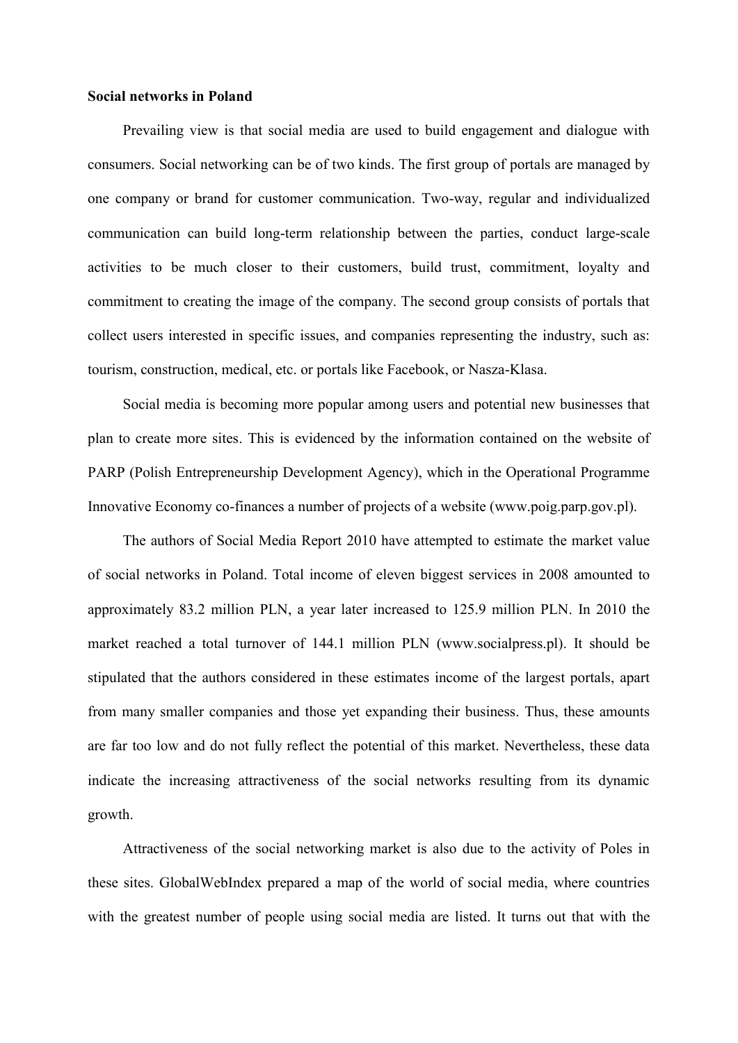**Social networks in Poland**

Prevailing view is that social media are used to build engagement and dialogue with consumers. Social networking can be of two kinds. The first group of portals are managed by one company or brand for customer communication. Two-way, regular and individualized communication can build long-term relationship between the parties, conduct large-scale activities to be much closer to their customers, build trust, commitment, loyalty and commitment to creating the image of the company. The second group consists of portals that collect users interested in specific issues, and companies representing the industry, such as: tourism, construction, medical, etc. or portals like Facebook, or Nasza-Klasa.

Social media is becoming more popular among users and potential new businesses that plan to create more sites. This is evidenced by the information contained on the website of PARP (Polish Entrepreneurship Development Agency), which in the Operational Programme Innovative Economy co-finances a number of projects of a website (www.poig.parp.gov.pl).

The authors of Social Media Report 2010 have attempted to estimate the market value of social networks in Poland. Total income of eleven biggest services in 2008 amounted to approximately 83.2 million PLN, a year later increased to 125.9 million PLN. In 2010 the market reached a total turnover of 144.1 million PLN (www.socialpress.pl). It should be stipulated that the authors considered in these estimates income of the largest portals, apart from many smaller companies and those yet expanding their business. Thus, these amounts are far too low and do not fully reflect the potential of this market. Nevertheless, these data indicate the increasing attractiveness of the social networks resulting from its dynamic growth.

Attractiveness of the social networking market is also due to the activity of Poles in these sites. GlobalWebIndex prepared a map of the world of social media, where countries with the greatest number of people using social media are listed. It turns out that with the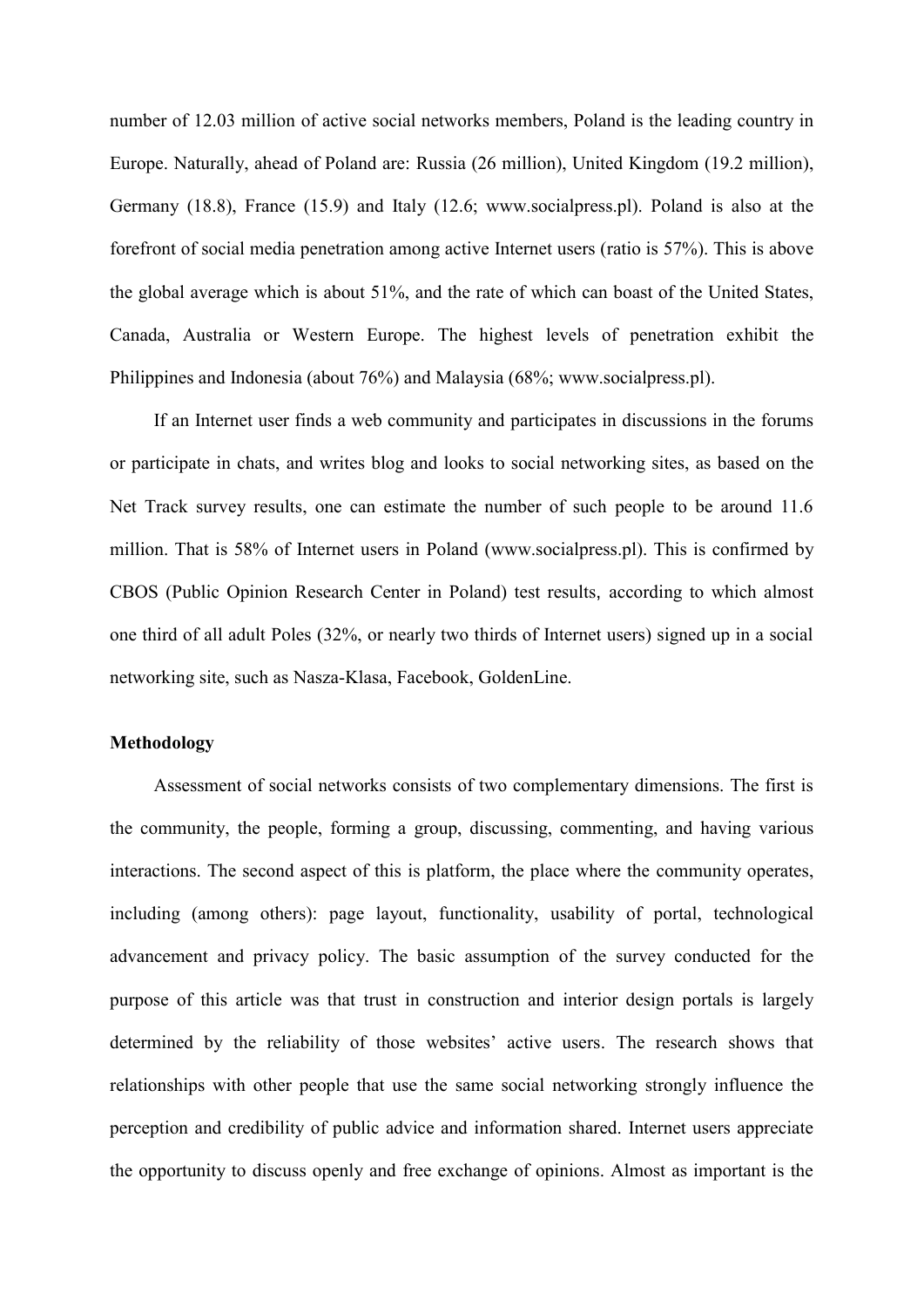number of 12.03 million of active social networks members, Poland is the leading country in Europe. Naturally, ahead of Poland are: Russia (26 million), United Kingdom (19.2 million), Germany (18.8), France (15.9) and Italy (12.6; www.socialpress.pl). Poland is also at the forefront of social media penetration among active Internet users (ratio is 57%). This is above the global average which is about 51%, and the rate of which can boast of the United States, Canada, Australia or Western Europe. The highest levels of penetration exhibit the Philippines and Indonesia (about 76%) and Malaysia (68%; www.socialpress.pl).

If an Internet user finds a web community and participates in discussions in the forums or participate in chats, and writes blog and looks to social networking sites, as based on the Net Track survey results, one can estimate the number of such people to be around 11.6 million. That is 58% of Internet users in Poland (www.socialpress.pl). This is confirmed by CBOS (Public Opinion Research Center in Poland) test results, according to which almost one third of all adult Poles (32%, or nearly two thirds of Internet users) signed up in a social networking site, such as Nasza-Klasa, Facebook, GoldenLine.

**Methodology**

Assessment of social networks consists of two complementary dimensions. The first is the community, the people, forming a group, discussing, commenting, and having various interactions. The second aspect of this is platform, the place where the community operates, including (among others): page layout, functionality, usability of portal, technological advancement and privacy policy. The basic assumption of the survey conducted for the purpose of this article was that trust in construction and interior design portals is largely determined by the reliability of those websites' active users. The research shows that relationships with other people that use the same social networking strongly influence the perception and credibility of public advice and information shared. Internet users appreciate the opportunity to discuss openly and free exchange of opinions. Almost as important is the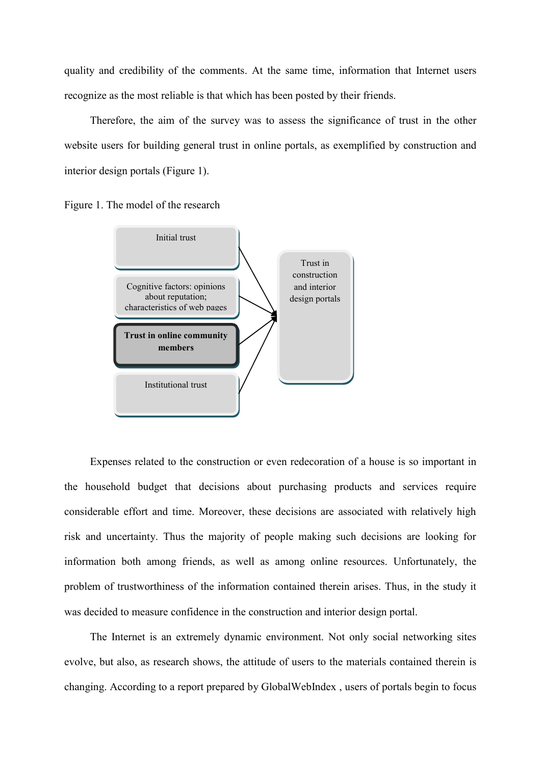quality and credibility of the comments. At the same time, information that Internet users recognize as the most reliable is that which has been posted by their friends.

Therefore, the aim of the survey was to assess the significance of trust in the other website users for building general trust in online portals, as exemplified by construction and interior design portals (Figure 1).

Figure 1. The model of the research

Initial trust

Cognitive factors: opinions about reputation; characteristics of web pages

**Trust in online community members**

Institutional trust

Trust in construction and interior design portals

Expenses related to the construction or even redecoration of a house is so important in the household budget that decisions about purchasing products and services require considerable effort and time. Moreover, these decisions are associated with relatively high risk and uncertainty. Thus the majority of people making such decisions are looking for information both among friends, as well as among online resources. Unfortunately, the problem of trustworthiness of the information contained therein arises. Thus, in the study it was decided to measure confidence in the construction and interior design portal.

The Internet is an extremely dynamic environment. Not only social networking sites evolve, but also, as research shows, the attitude of users to the materials contained therein is changing. According to a report prepared by GlobalWebIndex , users of portals begin to focus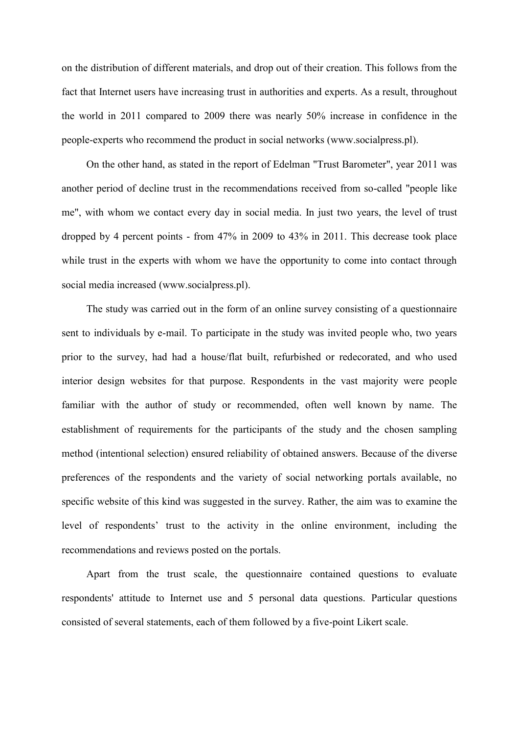on the distribution of different materials, and drop out of their creation. This follows from the fact that Internet users have increasing trust in authorities and experts. As a result, throughout the world in 2011 compared to 2009 there was nearly 50% increase in confidence in the people-experts who recommend the product in social networks (www.socialpress.pl).

On the other hand, as stated in the report of Edelman "Trust Barometer", year 2011 was another period of decline trust in the recommendations received from so-called "people like me", with whom we contact every day in social media. In just two years, the level of trust dropped by 4 percent points - from 47% in 2009 to 43% in 2011. This decrease took place while trust in the experts with whom we have the opportunity to come into contact through social media increased (www.socialpress.pl).

The study was carried out in the form of an online survey consisting of a questionnaire sent to individuals by e-mail. To participate in the study was invited people who, two years prior to the survey, had had a house/flat built, refurbished or redecorated, and who used interior design websites for that purpose. Respondents in the vast majority were people familiar with the author of study or recommended, often well known by name. The establishment of requirements for the participants of the study and the chosen sampling method (intentional selection) ensured reliability of obtained answers. Because of the diverse preferences of the respondents and the variety of social networking portals available, no specific website of this kind was suggested in the survey. Rather, the aim was to examine the level of respondents' trust to the activity in the online environment, including the recommendations and reviews posted on the portals.

Apart from the trust scale, the questionnaire contained questions to evaluate respondents' attitude to Internet use and 5 personal data questions. Particular questions consisted of several statements, each of them followed by a five-point Likert scale.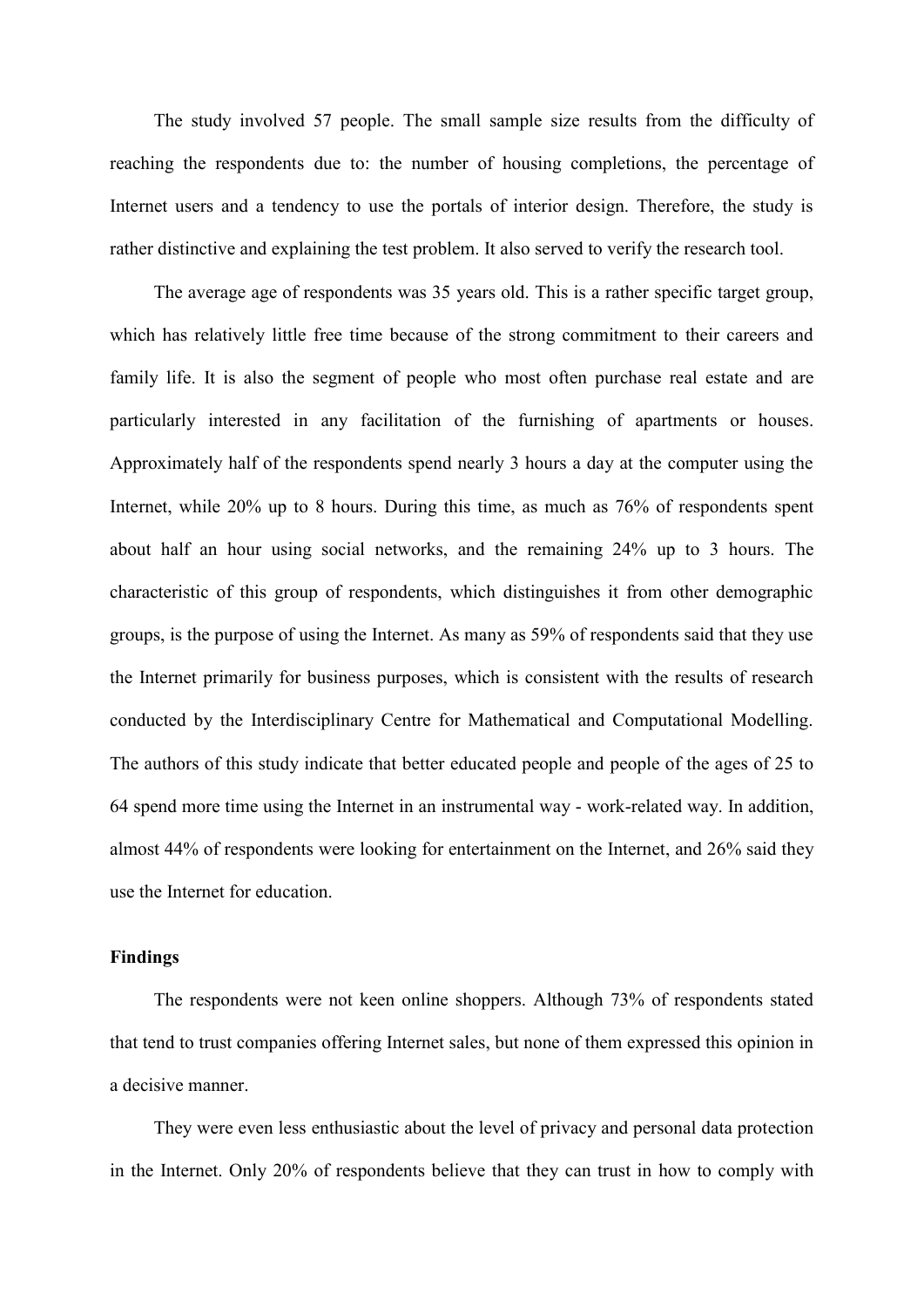The study involved 57 people. The small sample size results from the difficulty of reaching the respondents due to: the number of housing completions, the percentage of Internet users and a tendency to use the portals of interior design. Therefore, the study is rather distinctive and explaining the test problem. It also served to verify the research tool.

The average age of respondents was 35 years old. This is a rather specific target group, which has relatively little free time because of the strong commitment to their careers and family life. It is also the segment of people who most often purchase real estate and are particularly interested in any facilitation of the furnishing of apartments or houses. Approximately half of the respondents spend nearly 3 hours a day at the computer using the Internet, while 20% up to 8 hours. During this time, as much as 76% of respondents spent about half an hour using social networks, and the remaining 24% up to 3 hours. The characteristic of this group of respondents, which distinguishes it from other demographic groups, is the purpose of using the Internet. As many as 59% of respondents said that they use the Internet primarily for business purposes, which is consistent with the results of research conducted by the Interdisciplinary Centre for Mathematical and Computational Modelling. The authors of this study indicate that better educated people and people of the ages of 25 to 64 spend more time using the Internet in an instrumental way - work-related way. In addition, almost 44% of respondents were looking for entertainment on the Internet, and 26% said they use the Internet for education.

**Findings**

The respondents were not keen online shoppers. Although 73% of respondents stated that tend to trust companies offering Internet sales, but none of them expressed this opinion in a decisive manner.

They were even less enthusiastic about the level of privacy and personal data protection in the Internet. Only 20% of respondents believe that they can trust in how to comply with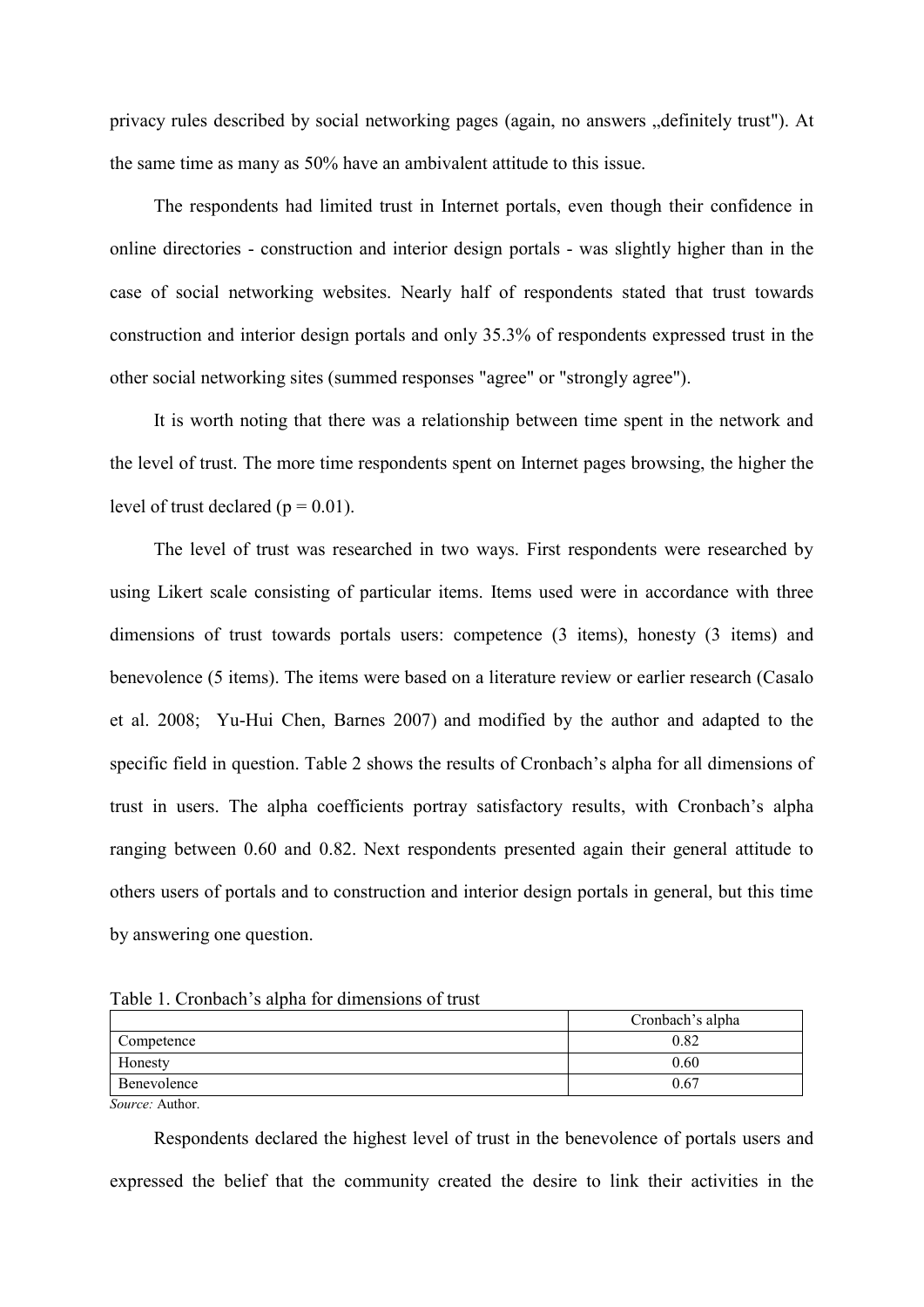privacy rules described by social networking pages (again, no answers „definitely trust"). At the same time as many as 50% have an ambivalent attitude to this issue.

The respondents had limited trust in Internet portals, even though their confidence in online directories - construction and interior design portals - was slightly higher than in the case of social networking websites. Nearly half of respondents stated that trust towards construction and interior design portals and only 35.3% of respondents expressed trust in the other social networking sites (summed responses "agree" or "strongly agree").

It is worth noting that there was a relationship between time spent in the network and the level of trust. The more time respondents spent on Internet pages browsing, the higher the level of trust declared ($p = 0.01$).

The level of trust was researched in two ways. First respondents were researched by using Likert scale consisting of particular items. Items used were in accordance with three dimensions of trust towards portals users: competence (3 items), honesty (3 items) and benevolence (5 items). The items were based on a literature review or earlier research (Casalo et al. 2008; Yu-Hui Chen, Barnes 2007) and modified by the author and adapted to the specific field in question. Table 2 shows the results of Cronbach's alpha for all dimensions of trust in users. The alpha coefficients portray satisfactory results, with Cronbach's alpha ranging between 0.60 and 0.82. Next respondents presented again their general attitude to others users of portals and to construction and interior design portals in general, but this time by answering one question.

Table 1. Cronbach's alpha for dimensions of trust

| | Cronbach's alpha |
|---|---|
| Competence | 0.82 |
| Honesty | 0.60 |
| Benevolence | 0.67 |

*Source:* Author.

Respondents declared the highest level of trust in the benevolence of portals users and expressed the belief that the community created the desire to link their activities in the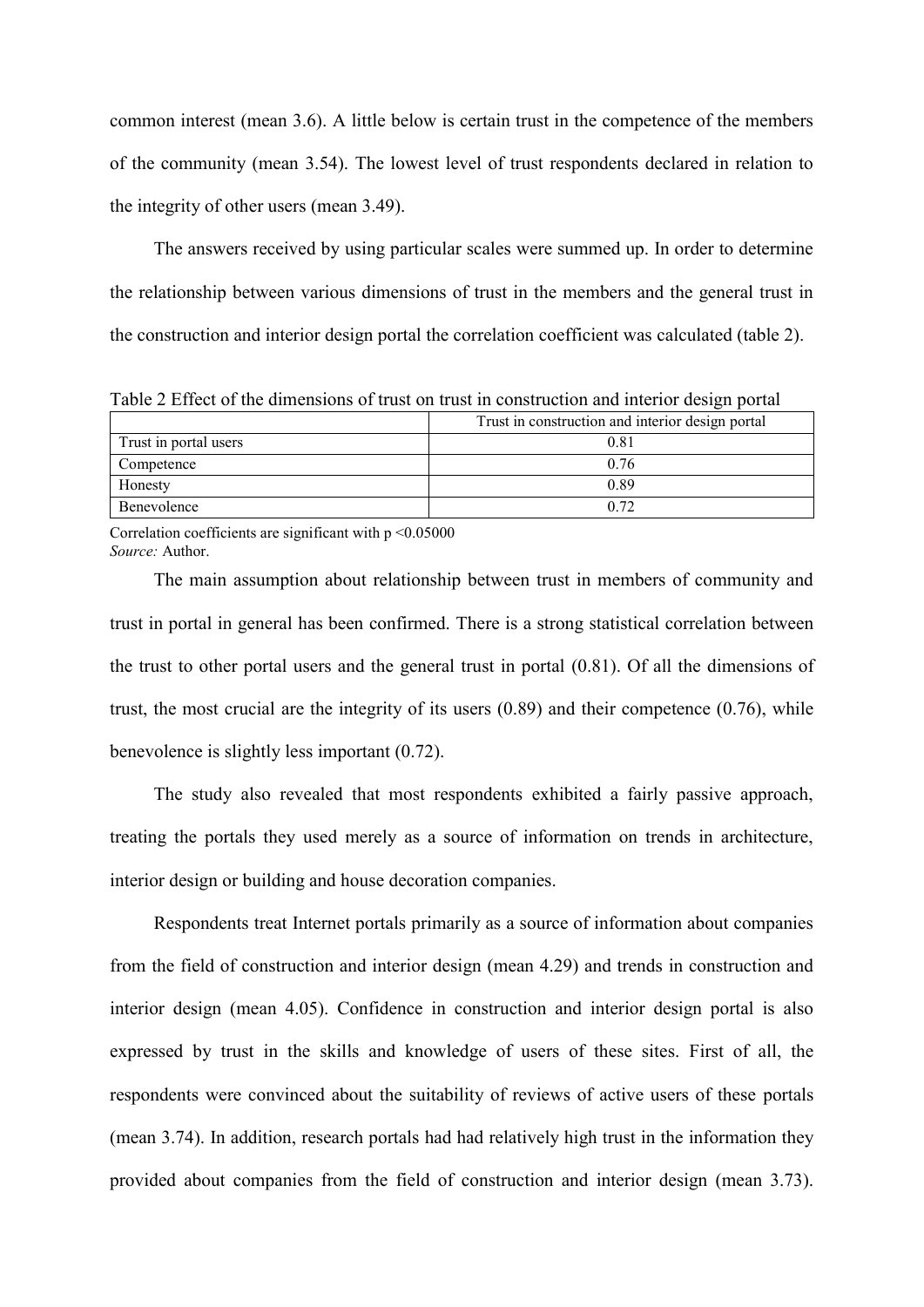common interest (mean 3.6). A little below is certain trust in the competence of the members of the community (mean 3.54). The lowest level of trust respondents declared in relation to the integrity of other users (mean 3.49).

The answers received by using particular scales were summed up. In order to determine the relationship between various dimensions of trust in the members and the general trust in the construction and interior design portal the correlation coefficient was calculated (table 2).

Table 2 Effect of the dimensions of trust on trust in construction and interior design portal

| | Trust in construction and interior design portal |
|---|---|
| Trust in portal users | 0.81 |
| Competence | 0.76 |
| Honesty | 0.89 |
| Benevolence | 0.72 |

Correlation coefficients are significant with p <0.05000

*Source:* Author.

The main assumption about relationship between trust in members of community and trust in portal in general has been confirmed. There is a strong statistical correlation between the trust to other portal users and the general trust in portal (0.81). Of all the dimensions of trust, the most crucial are the integrity of its users (0.89) and their competence (0.76), while benevolence is slightly less important (0.72).

The study also revealed that most respondents exhibited a fairly passive approach, treating the portals they used merely as a source of information on trends in architecture, interior design or building and house decoration companies.

Respondents treat Internet portals primarily as a source of information about companies from the field of construction and interior design (mean 4.29) and trends in construction and interior design (mean 4.05). Confidence in construction and interior design portal is also expressed by trust in the skills and knowledge of users of these sites. First of all, the respondents were convinced about the suitability of reviews of active users of these portals (mean 3.74). In addition, research portals had had relatively high trust in the information they provided about companies from the field of construction and interior design (mean 3.73).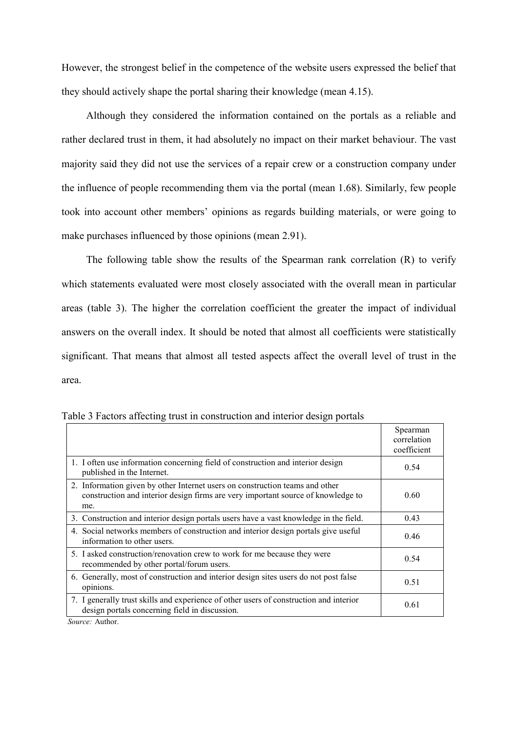However, the strongest belief in the competence of the website users expressed the belief that they should actively shape the portal sharing their knowledge (mean 4.15).

Although they considered the information contained on the portals as a reliable and rather declared trust in them, it had absolutely no impact on their market behaviour. The vast majority said they did not use the services of a repair crew or a construction company under the influence of people recommending them via the portal (mean 1.68). Similarly, few people took into account other members' opinions as regards building materials, or were going to make purchases influenced by those opinions (mean 2.91).

The following table show the results of the Spearman rank correlation (R) to verify which statements evaluated were most closely associated with the overall mean in particular areas (table 3). The higher the correlation coefficient the greater the impact of individual answers on the overall index. It should be noted that almost all coefficients were statistically significant. That means that almost all tested aspects affect the overall level of trust in the area.

Table 3 Factors affecting trust in construction and interior design portals

| | Spearman correlation coefficient |
|---|---|
| 1. I often use information concerning field of construction and interior design published in the Internet. | 0.54 |
| 2. Information given by other Internet users on construction teams and other construction and interior design firms are very important source of knowledge to me. | 0.60 |
| 3. Construction and interior design portals users have a vast knowledge in the field. | 0.43 |
| 4. Social networks members of construction and interior design portals give useful information to other users. | 0.46 |
| 5. I asked construction/renovation crew to work for me because they were recommended by other portal/forum users. | 0.54 |
| 6. Generally, most of construction and interior design sites users do not post false opinions. | 0.51 |
| 7. I generally trust skills and experience of other users of construction and interior design portals concerning field in discussion. | 0.61 |

*Source:* Author.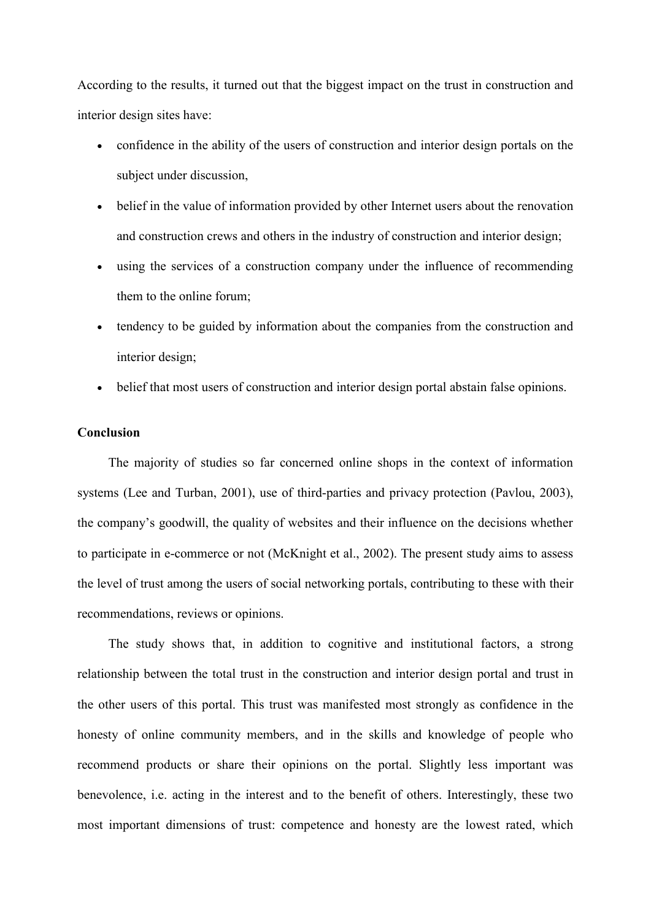According to the results, it turned out that the biggest impact on the trust in construction and interior design sites have:

- confidence in the ability of the users of construction and interior design portals on the subject under discussion,
- belief in the value of information provided by other Internet users about the renovation and construction crews and others in the industry of construction and interior design;
- using the services of a construction company under the influence of recommending them to the online forum;
- tendency to be guided by information about the companies from the construction and interior design;
- belief that most users of construction and interior design portal abstain false opinions.

**Conclusion**

The majority of studies so far concerned online shops in the context of information systems (Lee and Turban, 2001), use of third-parties and privacy protection (Pavlou, 2003), the company's goodwill, the quality of websites and their influence on the decisions whether to participate in e-commerce or not (McKnight et al., 2002). The present study aims to assess the level of trust among the users of social networking portals, contributing to these with their recommendations, reviews or opinions.

The study shows that, in addition to cognitive and institutional factors, a strong relationship between the total trust in the construction and interior design portal and trust in the other users of this portal. This trust was manifested most strongly as confidence in the honesty of online community members, and in the skills and knowledge of people who recommend products or share their opinions on the portal. Slightly less important was benevolence, i.e. acting in the interest and to the benefit of others. Interestingly, these two most important dimensions of trust: competence and honesty are the lowest rated, which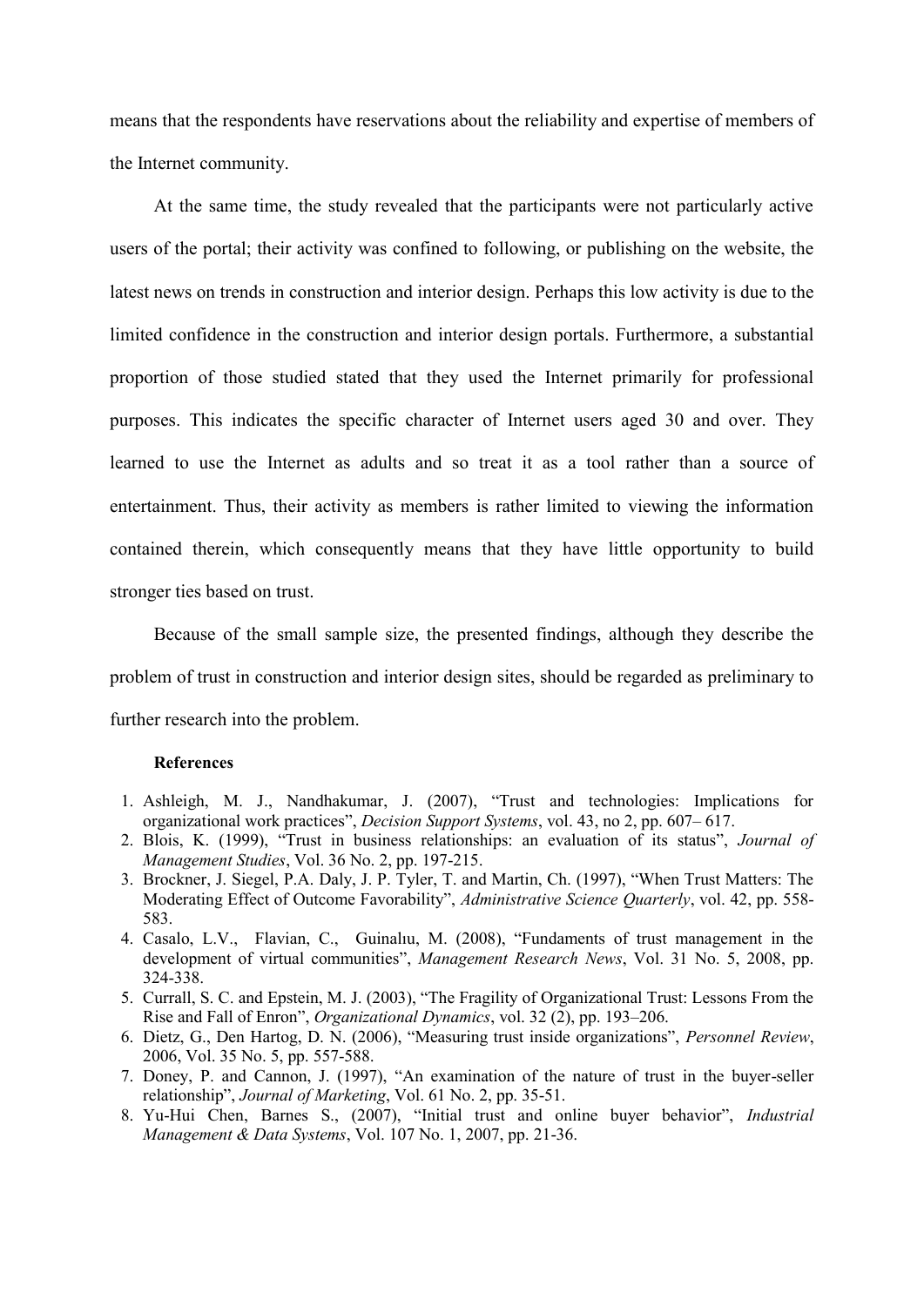means that the respondents have reservations about the reliability and expertise of members of the Internet community.

At the same time, the study revealed that the participants were not particularly active users of the portal; their activity was confined to following, or publishing on the website, the latest news on trends in construction and interior design. Perhaps this low activity is due to the limited confidence in the construction and interior design portals. Furthermore, a substantial proportion of those studied stated that they used the Internet primarily for professional purposes. This indicates the specific character of Internet users aged 30 and over. They learned to use the Internet as adults and so treat it as a tool rather than a source of entertainment. Thus, their activity as members is rather limited to viewing the information contained therein, which consequently means that they have little opportunity to build stronger ties based on trust.

Because of the small sample size, the presented findings, although they describe the problem of trust in construction and interior design sites, should be regarded as preliminary to further research into the problem.

**References**

1. Ashleigh, M. J., Nandhakumar, J. (2007), "Trust and technologies: Implications for organizational work practices", *Decision Support Systems*, vol. 43, no 2, pp. 607– 617.
2. Blois, K. (1999), "Trust in business relationships: an evaluation of its status", *Journal of Management Studies*, Vol. 36 No. 2, pp. 197-215.
3. Brockner, J. Siegel, P.A. Daly, J. P. Tyler, T. and Martin, Ch. (1997), "When Trust Matters: The Moderating Effect of Outcome Favorability", *Administrative Science Quarterly*, vol. 42, pp. 558-583.
4. Casalo, L.V., Flavian, C., Guinalıu, M. (2008), "Fundaments of trust management in the development of virtual communities", *Management Research News*, Vol. 31 No. 5, 2008, pp. 324-338.
5. Currall, S. C. and Epstein, M. J. (2003), "The Fragility of Organizational Trust: Lessons From the Rise and Fall of Enron", *Organizational Dynamics*, vol. 32 (2), pp. 193–206.
6. Dietz, G., Den Hartog, D. N. (2006), "Measuring trust inside organizations", *Personnel Review*, 2006, Vol. 35 No. 5, pp. 557-588.
7. Doney, P. and Cannon, J. (1997), "An examination of the nature of trust in the buyer-seller relationship", *Journal of Marketing*, Vol. 61 No. 2, pp. 35-51.
8. Yu-Hui Chen, Barnes S., (2007), "Initial trust and online buyer behavior", *Industrial Management & Data Systems*, Vol. 107 No. 1, 2007, pp. 21-36.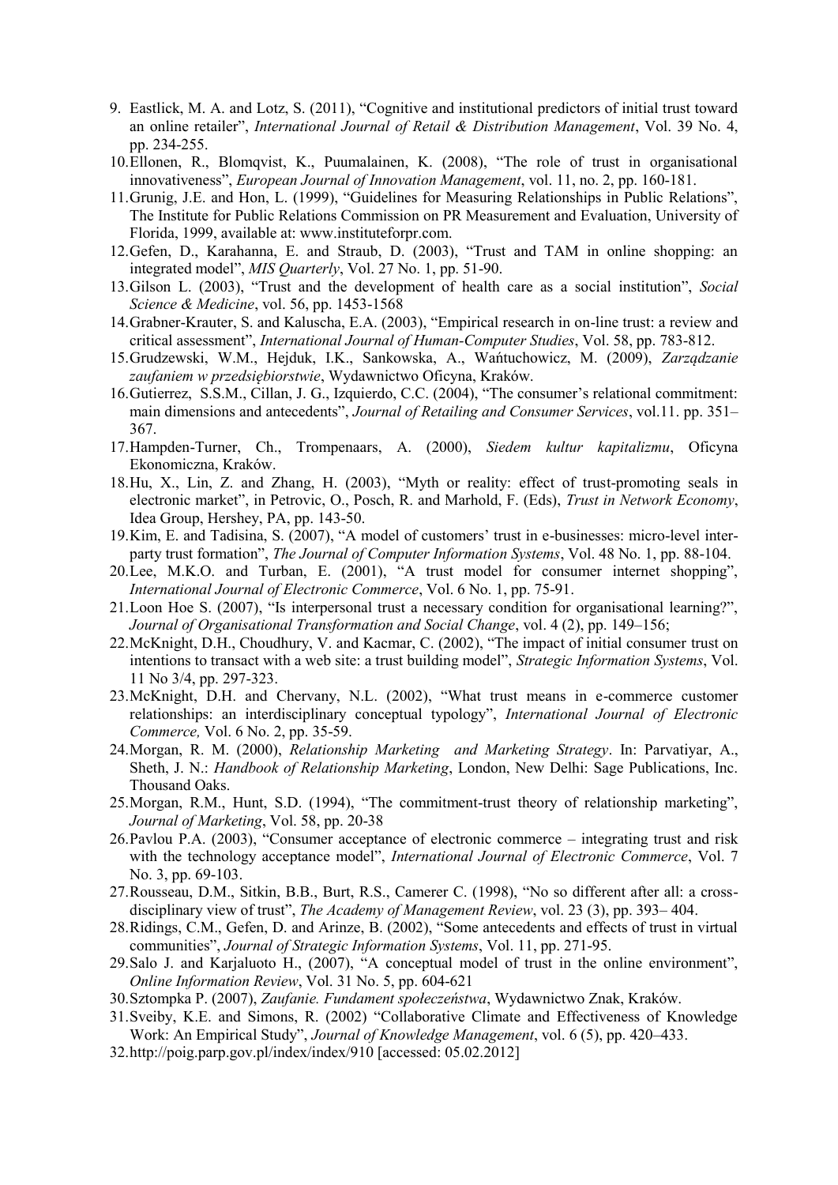9. Eastlick, M. A. and Lotz, S. (2011), "Cognitive and institutional predictors of initial trust toward an online retailer", *International Journal of Retail & Distribution Management*, Vol. 39 No. 4, pp. 234-255.
10. Ellonen, R., Blomqvist, K., Puumalainen, K. (2008), "The role of trust in organisational innovativeness", *European Journal of Innovation Management*, vol. 11, no. 2, pp. 160-181.
11. Grunig, J.E. and Hon, L. (1999), "Guidelines for Measuring Relationships in Public Relations", The Institute for Public Relations Commission on PR Measurement and Evaluation, University of Florida, 1999, available at: www.instituteforpr.com.
12. Gefen, D., Karahanna, E. and Straub, D. (2003), "Trust and TAM in online shopping: an integrated model", *MIS Quarterly*, Vol. 27 No. 1, pp. 51-90.
13. Gilson L. (2003), "Trust and the development of health care as a social institution", *Social Science & Medicine*, vol. 56, pp. 1453-1568
14. Grabner-Krauter, S. and Kaluscha, E.A. (2003), "Empirical research in on-line trust: a review and critical assessment", *International Journal of Human-Computer Studies*, Vol. 58, pp. 783-812.
15. Grudzewski, W.M., Hejduk, I.K., Sankowska, A., Wańtuchowicz, M. (2009), *Zarządzanie zaufaniem w przedsiębiorstwie*, Wydawnictwo Oficyna, Kraków.
16. Gutierrez, S.S.M., Cillan, J. G., Izquierdo, C.C. (2004), "The consumer's relational commitment: main dimensions and antecedents", *Journal of Retailing and Consumer Services*, vol.11. pp. 351–367.
17. Hampden-Turner, Ch., Trompenaars, A. (2000), *Siedem kultur kapitalizmu*, Oficyna Ekonomiczna, Kraków.
18. Hu, X., Lin, Z. and Zhang, H. (2003), "Myth or reality: effect of trust-promoting seals in electronic market", in Petrovic, O., Posch, R. and Marhold, F. (Eds), *Trust in Network Economy*, Idea Group, Hershey, PA, pp. 143-50.
19. Kim, E. and Tadisina, S. (2007), "A model of customers' trust in e-businesses: micro-level inter-party trust formation", *The Journal of Computer Information Systems*, Vol. 48 No. 1, pp. 88-104.
20. Lee, M.K.O. and Turban, E. (2001), "A trust model for consumer internet shopping", *International Journal of Electronic Commerce*, Vol. 6 No. 1, pp. 75-91.
21. Loon Hoe S. (2007), "Is interpersonal trust a necessary condition for organisational learning?", *Journal of Organisational Transformation and Social Change*, vol. 4 (2), pp. 149–156;
22. McKnight, D.H., Choudhury, V. and Kacmar, C. (2002), "The impact of initial consumer trust on intentions to transact with a web site: a trust building model", *Strategic Information Systems*, Vol. 11 No 3/4, pp. 297-323.
23. McKnight, D.H. and Chervany, N.L. (2002), "What trust means in e-commerce customer relationships: an interdisciplinary conceptual typology", *International Journal of Electronic Commerce,* Vol. 6 No. 2, pp. 35-59.
24. Morgan, R. M. (2000), *Relationship Marketing and Marketing Strategy*. In: Parvatiyar, A., Sheth, J. N.: *Handbook of Relationship Marketing*, London, New Delhi: Sage Publications, Inc. Thousand Oaks.
25. Morgan, R.M., Hunt, S.D. (1994), "The commitment-trust theory of relationship marketing", *Journal of Marketing*, Vol. 58, pp. 20-38
26. Pavlou P.A. (2003), "Consumer acceptance of electronic commerce – integrating trust and risk with the technology acceptance model", *International Journal of Electronic Commerce*, Vol. 7 No. 3, pp. 69-103.
27. Rousseau, D.M., Sitkin, B.B., Burt, R.S., Camerer C. (1998), "No so different after all: a cross-disciplinary view of trust", *The Academy of Management Review*, vol. 23 (3), pp. 393– 404.
28. Ridings, C.M., Gefen, D. and Arinze, B. (2002), "Some antecedents and effects of trust in virtual communities", *Journal of Strategic Information Systems*, Vol. 11, pp. 271-95.
29. Salo J. and Karjaluoto H., (2007), "A conceptual model of trust in the online environment", *Online Information Review*, Vol. 31 No. 5, pp. 604-621
30. Sztompka P. (2007), *Zaufanie. Fundament społeczeństwa*, Wydawnictwo Znak, Kraków.
31. Sveiby, K.E. and Simons, R. (2002) "Collaborative Climate and Effectiveness of Knowledge Work: An Empirical Study", *Journal of Knowledge Management*, vol. 6 (5), pp. 420–433.
32. http://poig.parp.gov.pl/index/index/910 [accessed: 05.02.2012]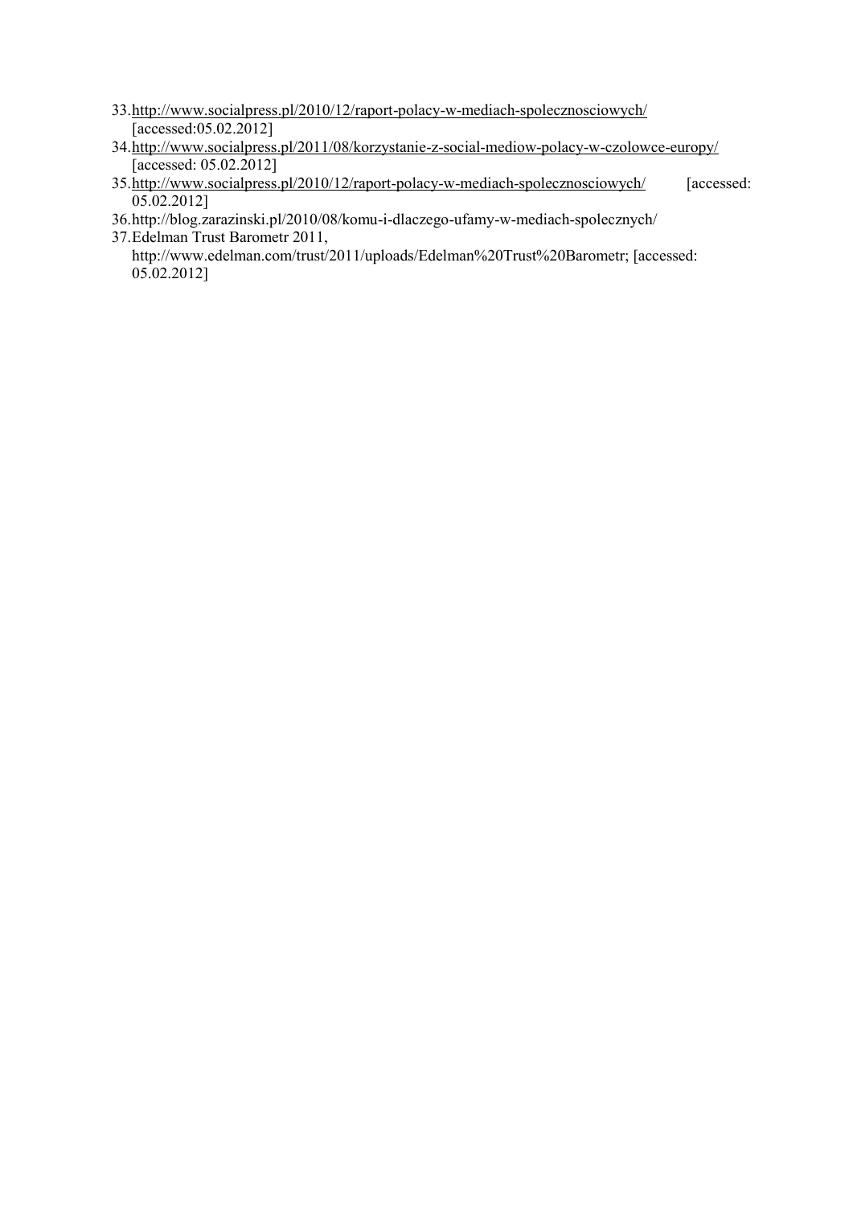33. http://www.socialpress.pl/2010/12/raport-polacy-w-mediach-spolecznosciowych/ [accessed:05.02.2012]
34. http://www.socialpress.pl/2011/08/korzystanie-z-social-mediow-polacy-w-czolowce-europy/ [accessed: 05.02.2012]
35. http://www.socialpress.pl/2010/12/raport-polacy-w-mediach-spolecznosciowych/ [accessed: 05.02.2012]
36. http://blog.zarazinski.pl/2010/08/komu-i-dlaczego-ufamy-w-mediach-spolecznych/
37. Edelman Trust Barometr 2011, http://www.edelman.com/trust/2011/uploads/Edelman%20Trust%20Barometr; [accessed: 05.02.2012]